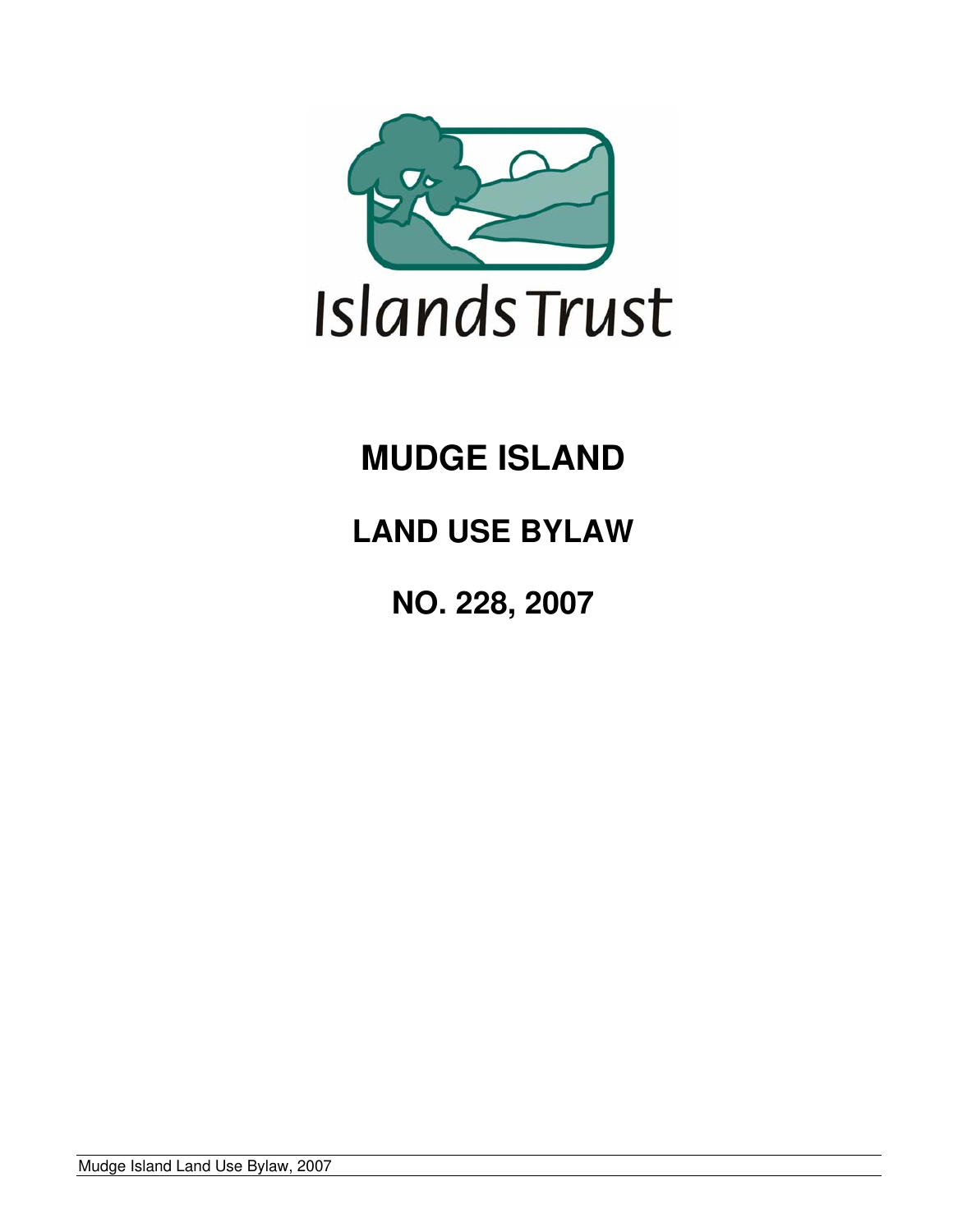Islands Trust

# MUDGE ISLAND

## LAND USE BYLAW

## NO. 228, 2007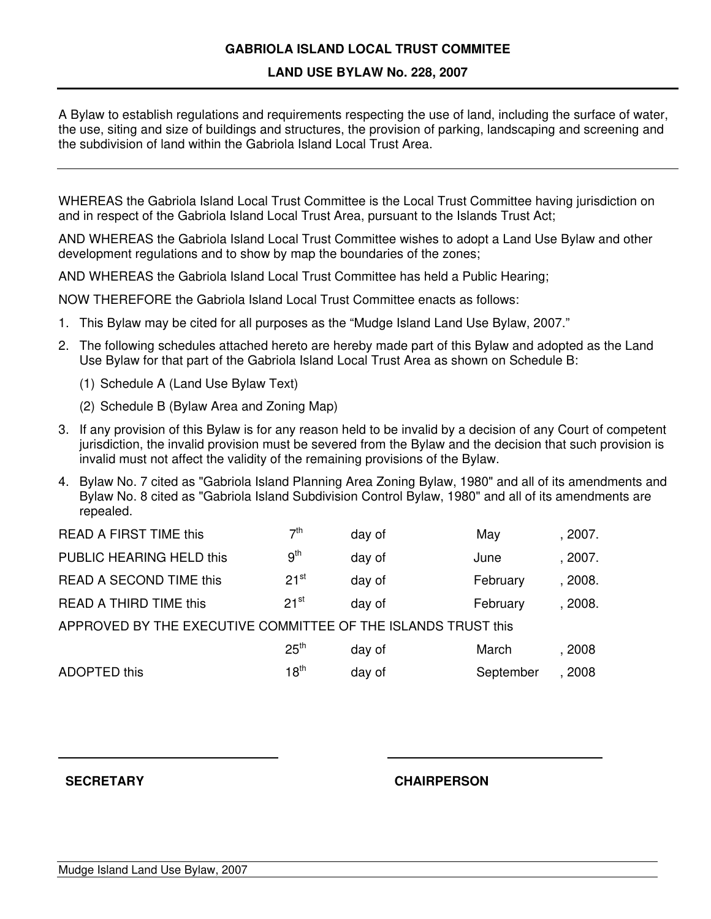# GABRIOLA ISLAND LOCAL TRUST COMMITEE

## LAND USE BYLAW No. 228, 2007

A Bylaw to establish regulations and requirements respecting the use of land, including the surface of water, the use, siting and size of buildings and structures, the provision of parking, landscaping and screening and the subdivision of land within the Gabriola Island Local Trust Area.

---

WHEREAS the Gabriola Island Local Trust Committee is the Local Trust Committee having jurisdiction on and in respect of the Gabriola Island Local Trust Area, pursuant to the Islands Trust Act;

AND WHEREAS the Gabriola Island Local Trust Committee wishes to adopt a Land Use Bylaw and other development regulations and to show by map the boundaries of the zones;

AND WHEREAS the Gabriola Island Local Trust Committee has held a Public Hearing;

NOW THEREFORE the Gabriola Island Local Trust Committee enacts as follows:

1. This Bylaw may be cited for all purposes as the "Mudge Island Land Use Bylaw, 2007."
2. The following schedules attached hereto are hereby made part of this Bylaw and adopted as the Land Use Bylaw for that part of the Gabriola Island Local Trust Area as shown on Schedule B:
   (1) Schedule A (Land Use Bylaw Text)
   (2) Schedule B (Bylaw Area and Zoning Map)
3. If any provision of this Bylaw is for any reason held to be invalid by a decision of any Court of competent jurisdiction, the invalid provision must be severed from the Bylaw and the decision that such provision is invalid must not affect the validity of the remaining provisions of the Bylaw.
4. Bylaw No. 7 cited as "Gabriola Island Planning Area Zoning Bylaw, 1980" and all of its amendments and Bylaw No. 8 cited as "Gabriola Island Subdivision Control Bylaw, 1980" and all of its amendments are repealed.

| | | | | |
|---|---|---|---|---|
| READ A FIRST TIME this | 7th | day of | May | , 2007. |
| PUBLIC HEARING HELD this | 9th | day of | June | , 2007. |
| READ A SECOND TIME this | 21st | day of | February | , 2008. |
| READ A THIRD TIME this | 21st | day of | February | , 2008. |
| APPROVED BY THE EXECUTIVE COMMITTEE OF THE ISLANDS TRUST this | | | | |
| | 25th | day of | March | , 2008 |
| ADOPTED this | 18th | day of | September | , 2008 |

_____________________________ _____________________________

**SECRETARY** **CHAIRPERSON**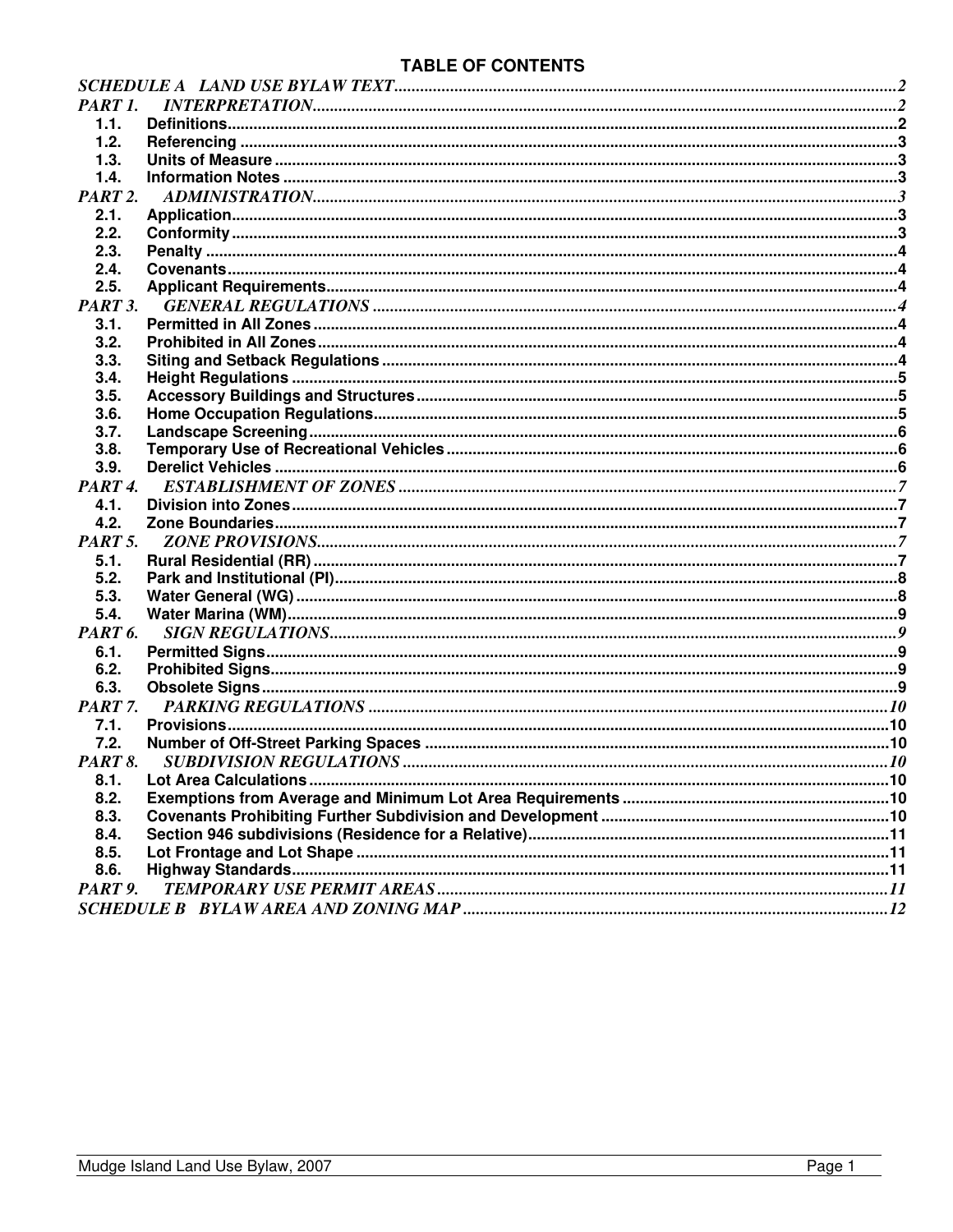# TABLE OF CONTENTS

*SCHEDULE A LAND USE BYLAW TEXT* ........ 2

*PART 1. INTERPRETATION* ........ 2

- 1.1. Definitions ........ 2
- 1.2. Referencing ........ 3
- 1.3. Units of Measure ........ 3
- 1.4. Information Notes ........ 3

*PART 2. ADMINISTRATION* ........ 3

- 2.1. Application ........ 3
- 2.2. Conformity ........ 3
- 2.3. Penalty ........ 4
- 2.4. Covenants ........ 4
- 2.5. Applicant Requirements ........ 4

*PART 3. GENERAL REGULATIONS* ........ 4

- 3.1. Permitted in All Zones ........ 4
- 3.2. Prohibited in All Zones ........ 4
- 3.3. Siting and Setback Regulations ........ 4
- 3.4. Height Regulations ........ 5
- 3.5. Accessory Buildings and Structures ........ 5
- 3.6. Home Occupation Regulations ........ 5
- 3.7. Landscape Screening ........ 6
- 3.8. Temporary Use of Recreational Vehicles ........ 6
- 3.9. Derelict Vehicles ........ 6

*PART 4. ESTABLISHMENT OF ZONES* ........ 7

- 4.1. Division into Zones ........ 7
- 4.2. Zone Boundaries ........ 7

*PART 5. ZONE PROVISIONS* ........ 7

- 5.1. Rural Residential (RR) ........ 7
- 5.2. Park and Institutional (PI) ........ 8
- 5.3. Water General (WG) ........ 8
- 5.4. Water Marina (WM) ........ 9

*PART 6. SIGN REGULATIONS* ........ 9

- 6.1. Permitted Signs ........ 9
- 6.2. Prohibited Signs ........ 9
- 6.3. Obsolete Signs ........ 9

*PART 7. PARKING REGULATIONS* ........ 10

- 7.1. Provisions ........ 10
- 7.2. Number of Off-Street Parking Spaces ........ 10

*PART 8. SUBDIVISION REGULATIONS* ........ 10

- 8.1. Lot Area Calculations ........ 10
- 8.2. Exemptions from Average and Minimum Lot Area Requirements ........ 10
- 8.3. Covenants Prohibiting Further Subdivision and Development ........ 10
- 8.4. Section 946 subdivisions (Residence for a Relative) ........ 11
- 8.5. Lot Frontage and Lot Shape ........ 11
- 8.6. Highway Standards ........ 11

*PART 9. TEMPORARY USE PERMIT AREAS* ........ 11

*SCHEDULE B BYLAW AREA AND ZONING MAP* ........ 12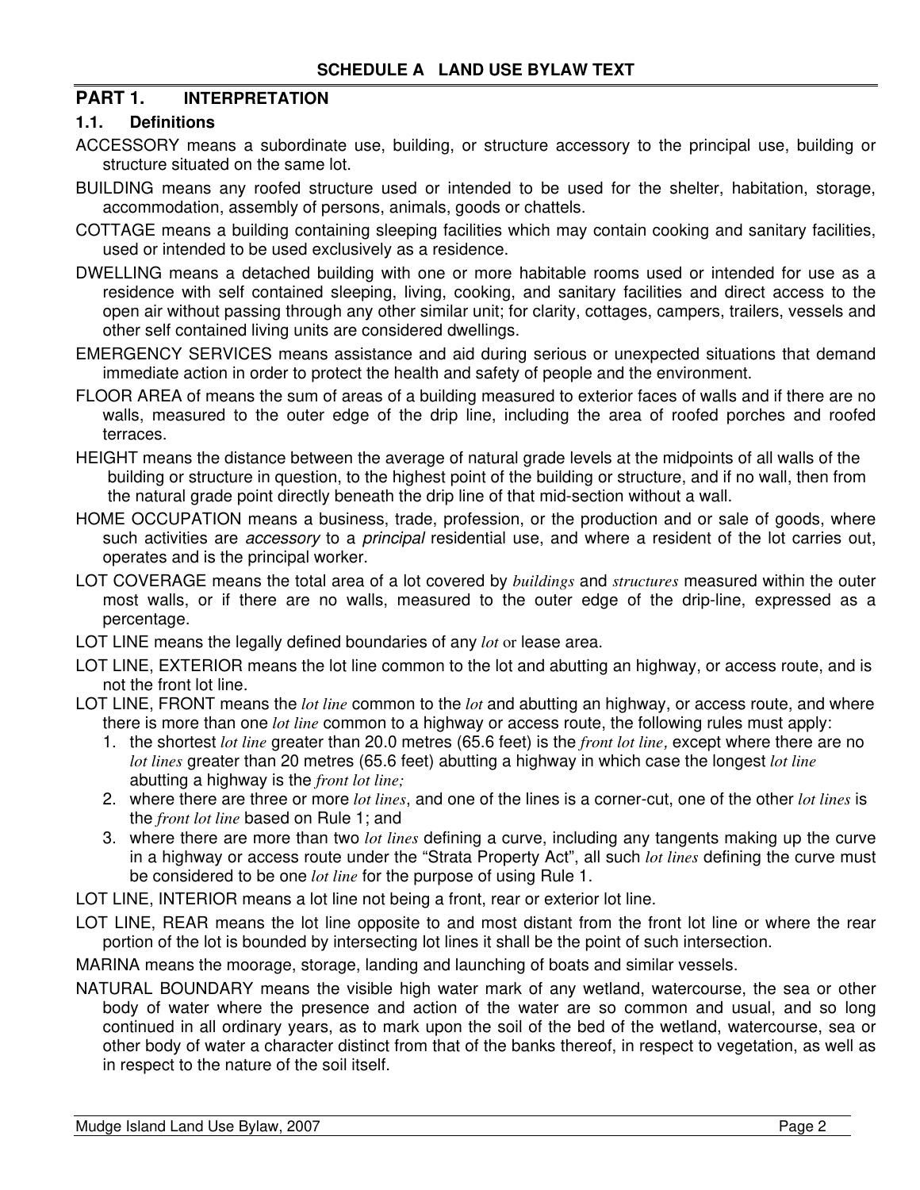## SCHEDULE A LAND USE BYLAW TEXT

# PART 1. INTERPRETATION

## 1.1. Definitions

ACCESSORY means a subordinate use, building, or structure accessory to the principal use, building or structure situated on the same lot.

BUILDING means any roofed structure used or intended to be used for the shelter, habitation, storage, accommodation, assembly of persons, animals, goods or chattels.

COTTAGE means a building containing sleeping facilities which may contain cooking and sanitary facilities, used or intended to be used exclusively as a residence.

DWELLING means a detached building with one or more habitable rooms used or intended for use as a residence with self contained sleeping, living, cooking, and sanitary facilities and direct access to the open air without passing through any other similar unit; for clarity, cottages, campers, trailers, vessels and other self contained living units are considered dwellings.

EMERGENCY SERVICES means assistance and aid during serious or unexpected situations that demand immediate action in order to protect the health and safety of people and the environment.

FLOOR AREA of means the sum of areas of a building measured to exterior faces of walls and if there are no walls, measured to the outer edge of the drip line, including the area of roofed porches and roofed terraces.

HEIGHT means the distance between the average of natural grade levels at the midpoints of all walls of the building or structure in question, to the highest point of the building or structure, and if no wall, then from the natural grade point directly beneath the drip line of that mid-section without a wall.

HOME OCCUPATION means a business, trade, profession, or the production and or sale of goods, where such activities are *accessory* to a *principal* residential use, and where a resident of the lot carries out, operates and is the principal worker.

LOT COVERAGE means the total area of a lot covered by *buildings* and *structures* measured within the outer most walls, or if there are no walls, measured to the outer edge of the drip-line, expressed as a percentage.

LOT LINE means the legally defined boundaries of any *lot* or lease area.

LOT LINE, EXTERIOR means the lot line common to the lot and abutting an highway, or access route, and is not the front lot line.

LOT LINE, FRONT means the *lot line* common to the *lot* and abutting an highway, or access route, and where there is more than one *lot line* common to a highway or access route, the following rules must apply:

1. the shortest *lot line* greater than 20.0 metres (65.6 feet) is the *front lot line*, except where there are no *lot lines* greater than 20 metres (65.6 feet) abutting a highway in which case the longest *lot line* abutting a highway is the *front lot line;*
2. where there are three or more *lot lines*, and one of the lines is a corner-cut, one of the other *lot lines* is the *front lot line* based on Rule 1; and
3. where there are more than two *lot lines* defining a curve, including any tangents making up the curve in a highway or access route under the "Strata Property Act", all such *lot lines* defining the curve must be considered to be one *lot line* for the purpose of using Rule 1.

LOT LINE, INTERIOR means a lot line not being a front, rear or exterior lot line.

LOT LINE, REAR means the lot line opposite to and most distant from the front lot line or where the rear portion of the lot is bounded by intersecting lot lines it shall be the point of such intersection.

MARINA means the moorage, storage, landing and launching of boats and similar vessels.

NATURAL BOUNDARY means the visible high water mark of any wetland, watercourse, the sea or other body of water where the presence and action of the water are so common and usual, and so long continued in all ordinary years, as to mark upon the soil of the bed of the wetland, watercourse, sea or other body of water a character distinct from that of the banks thereof, in respect to vegetation, as well as in respect to the nature of the soil itself.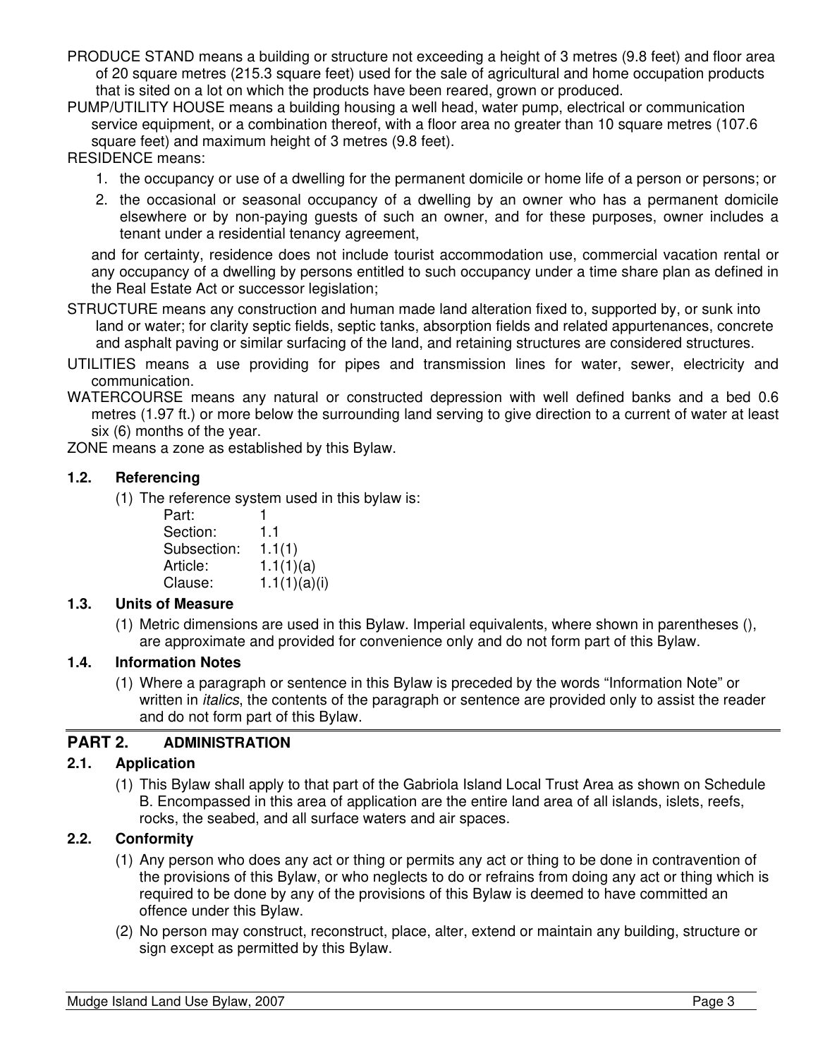PRODUCE STAND means a building or structure not exceeding a height of 3 metres (9.8 feet) and floor area of 20 square metres (215.3 square feet) used for the sale of agricultural and home occupation products that is sited on a lot on which the products have been reared, grown or produced.

PUMP/UTILITY HOUSE means a building housing a well head, water pump, electrical or communication service equipment, or a combination thereof, with a floor area no greater than 10 square metres (107.6 square feet) and maximum height of 3 metres (9.8 feet).

RESIDENCE means:

1. the occupancy or use of a dwelling for the permanent domicile or home life of a person or persons; or
2. the occasional or seasonal occupancy of a dwelling by an owner who has a permanent domicile elsewhere or by non-paying guests of such an owner, and for these purposes, owner includes a tenant under a residential tenancy agreement,

and for certainty, residence does not include tourist accommodation use, commercial vacation rental or any occupancy of a dwelling by persons entitled to such occupancy under a time share plan as defined in the Real Estate Act or successor legislation;

STRUCTURE means any construction and human made land alteration fixed to, supported by, or sunk into land or water; for clarity septic fields, septic tanks, absorption fields and related appurtenances, concrete and asphalt paving or similar surfacing of the land, and retaining structures are considered structures.

UTILITIES means a use providing for pipes and transmission lines for water, sewer, electricity and communication.

WATERCOURSE means any natural or constructed depression with well defined banks and a bed 0.6 metres (1.97 ft.) or more below the surrounding land serving to give direction to a current of water at least six (6) months of the year.

ZONE means a zone as established by this Bylaw.

### 1.2. Referencing

(1) The reference system used in this bylaw is:

| | |
|---|---|
| Part: | 1 |
| Section: | 1.1 |
| Subsection: | 1.1(1) |
| Article: | 1.1(1)(a) |
| Clause: | 1.1(1)(a)(i) |

### 1.3. Units of Measure

(1) Metric dimensions are used in this Bylaw. Imperial equivalents, where shown in parentheses (), are approximate and provided for convenience only and do not form part of this Bylaw.

### 1.4. Information Notes

(1) Where a paragraph or sentence in this Bylaw is preceded by the words "Information Note" or written in *italics*, the contents of the paragraph or sentence are provided only to assist the reader and do not form part of this Bylaw.

## PART 2. ADMINISTRATION

### 2.1. Application

(1) This Bylaw shall apply to that part of the Gabriola Island Local Trust Area as shown on Schedule B. Encompassed in this area of application are the entire land area of all islands, islets, reefs, rocks, the seabed, and all surface waters and air spaces.

### 2.2. Conformity

(1) Any person who does any act or thing or permits any act or thing to be done in contravention of the provisions of this Bylaw, or who neglects to do or refrains from doing any act or thing which is required to be done by any of the provisions of this Bylaw is deemed to have committed an offence under this Bylaw.

(2) No person may construct, reconstruct, place, alter, extend or maintain any building, structure or sign except as permitted by this Bylaw.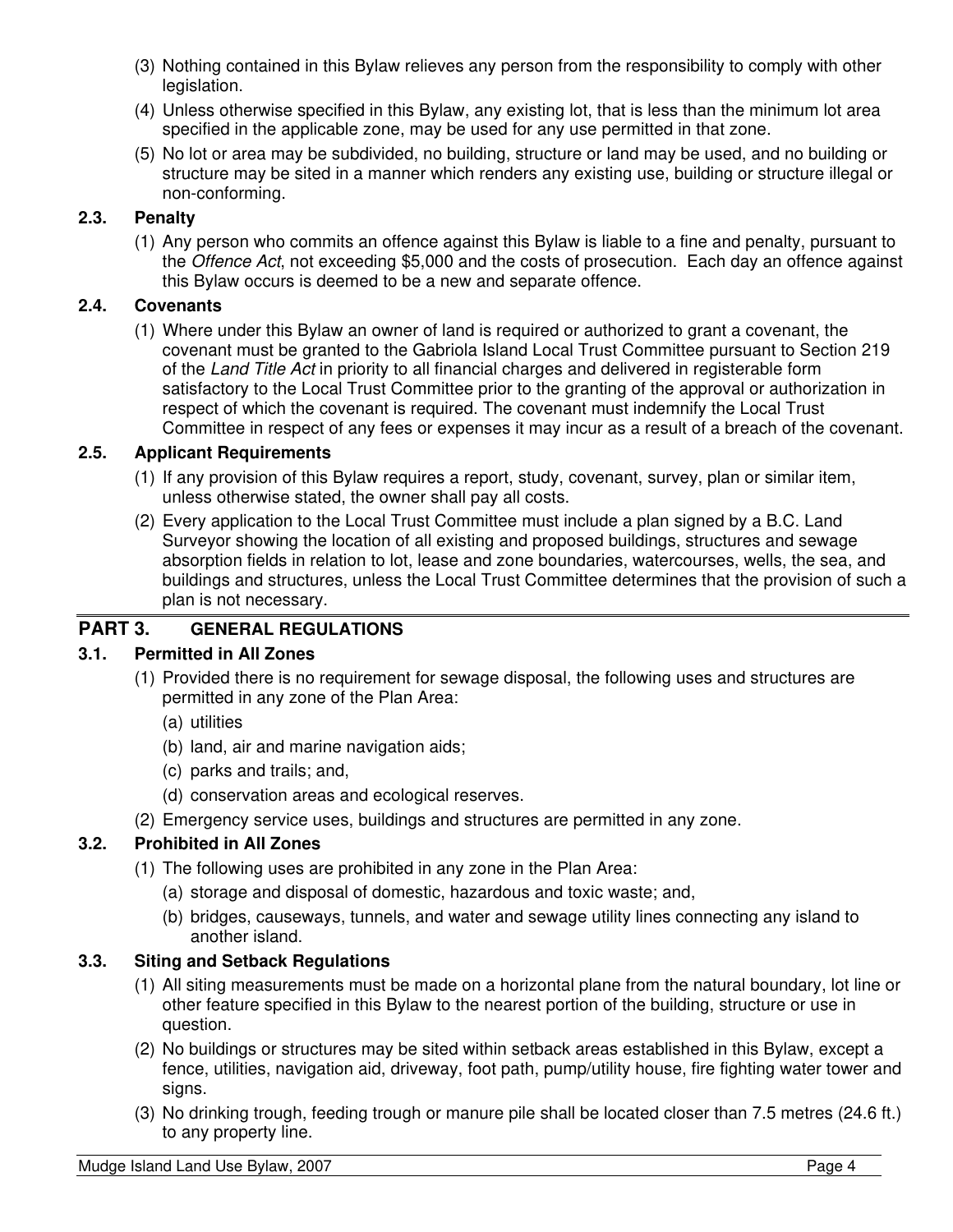(3) Nothing contained in this Bylaw relieves any person from the responsibility to comply with other legislation.

(4) Unless otherwise specified in this Bylaw, any existing lot, that is less than the minimum lot area specified in the applicable zone, may be used for any use permitted in that zone.

(5) No lot or area may be subdivided, no building, structure or land may be used, and no building or structure may be sited in a manner which renders any existing use, building or structure illegal or non-conforming.

### 2.3. Penalty

(1) Any person who commits an offence against this Bylaw is liable to a fine and penalty, pursuant to the *Offence Act*, not exceeding $5,000 and the costs of prosecution. Each day an offence against this Bylaw occurs is deemed to be a new and separate offence.

### 2.4. Covenants

(1) Where under this Bylaw an owner of land is required or authorized to grant a covenant, the covenant must be granted to the Gabriola Island Local Trust Committee pursuant to Section 219 of the *Land Title Act* in priority to all financial charges and delivered in registerable form satisfactory to the Local Trust Committee prior to the granting of the approval or authorization in respect of which the covenant is required. The covenant must indemnify the Local Trust Committee in respect of any fees or expenses it may incur as a result of a breach of the covenant.

### 2.5. Applicant Requirements

(1) If any provision of this Bylaw requires a report, study, covenant, survey, plan or similar item, unless otherwise stated, the owner shall pay all costs.

(2) Every application to the Local Trust Committee must include a plan signed by a B.C. Land Surveyor showing the location of all existing and proposed buildings, structures and sewage absorption fields in relation to lot, lease and zone boundaries, watercourses, wells, the sea, and buildings and structures, unless the Local Trust Committee determines that the provision of such a plan is not necessary.

## PART 3. GENERAL REGULATIONS

### 3.1. Permitted in All Zones

(1) Provided there is no requirement for sewage disposal, the following uses and structures are permitted in any zone of the Plan Area:

(a) utilities

(b) land, air and marine navigation aids;

(c) parks and trails; and,

(d) conservation areas and ecological reserves.

(2) Emergency service uses, buildings and structures are permitted in any zone.

### 3.2. Prohibited in All Zones

(1) The following uses are prohibited in any zone in the Plan Area:

(a) storage and disposal of domestic, hazardous and toxic waste; and,

(b) bridges, causeways, tunnels, and water and sewage utility lines connecting any island to another island.

### 3.3. Siting and Setback Regulations

(1) All siting measurements must be made on a horizontal plane from the natural boundary, lot line or other feature specified in this Bylaw to the nearest portion of the building, structure or use in question.

(2) No buildings or structures may be sited within setback areas established in this Bylaw, except a fence, utilities, navigation aid, driveway, foot path, pump/utility house, fire fighting water tower and signs.

(3) No drinking trough, feeding trough or manure pile shall be located closer than 7.5 metres (24.6 ft.) to any property line.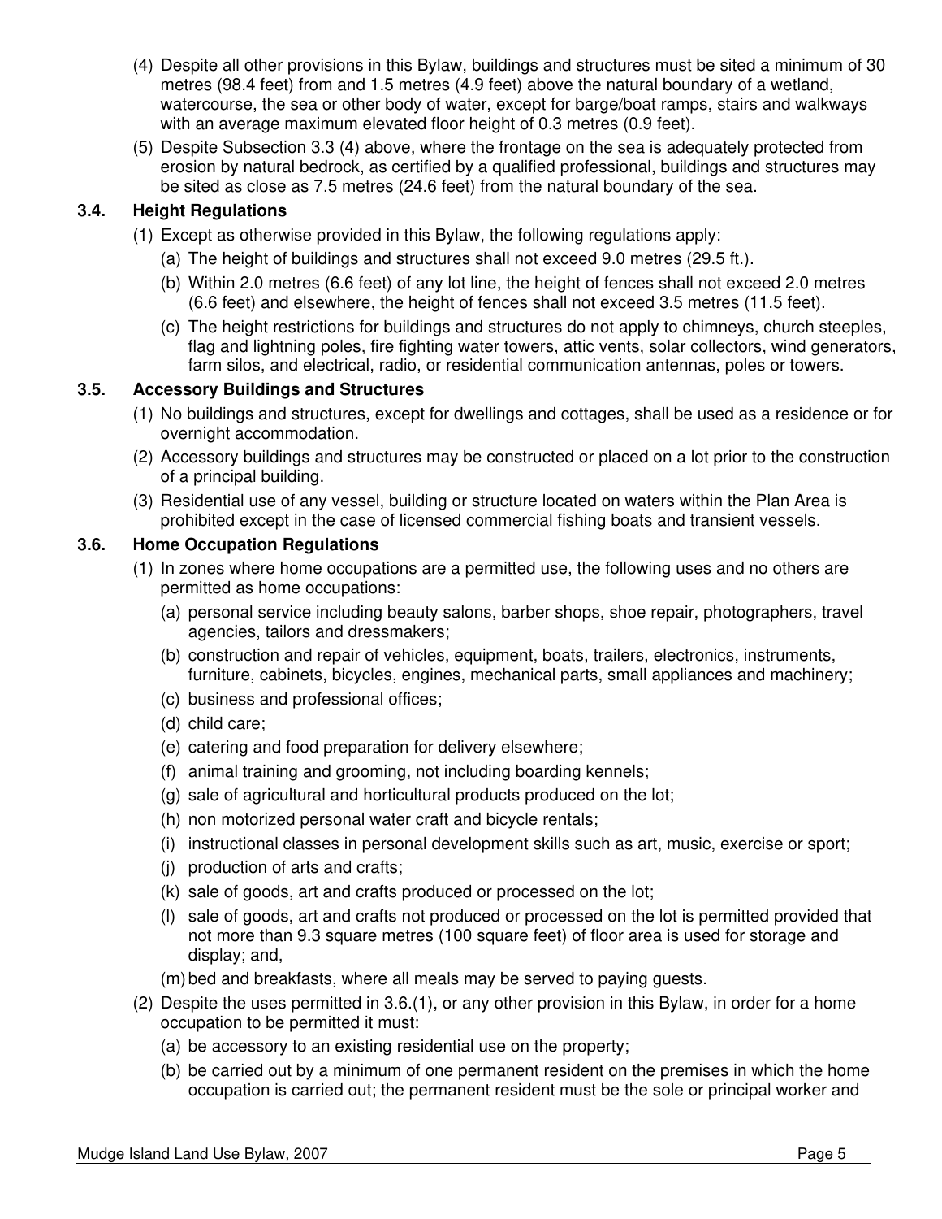(4) Despite all other provisions in this Bylaw, buildings and structures must be sited a minimum of 30 metres (98.4 feet) from and 1.5 metres (4.9 feet) above the natural boundary of a wetland, watercourse, the sea or other body of water, except for barge/boat ramps, stairs and walkways with an average maximum elevated floor height of 0.3 metres (0.9 feet).

(5) Despite Subsection 3.3 (4) above, where the frontage on the sea is adequately protected from erosion by natural bedrock, as certified by a qualified professional, buildings and structures may be sited as close as 7.5 metres (24.6 feet) from the natural boundary of the sea.

### 3.4. Height Regulations

(1) Except as otherwise provided in this Bylaw, the following regulations apply:

- (a) The height of buildings and structures shall not exceed 9.0 metres (29.5 ft.).
- (b) Within 2.0 metres (6.6 feet) of any lot line, the height of fences shall not exceed 2.0 metres (6.6 feet) and elsewhere, the height of fences shall not exceed 3.5 metres (11.5 feet).
- (c) The height restrictions for buildings and structures do not apply to chimneys, church steeples, flag and lightning poles, fire fighting water towers, attic vents, solar collectors, wind generators, farm silos, and electrical, radio, or residential communication antennas, poles or towers.

### 3.5. Accessory Buildings and Structures

(1) No buildings and structures, except for dwellings and cottages, shall be used as a residence or for overnight accommodation.

(2) Accessory buildings and structures may be constructed or placed on a lot prior to the construction of a principal building.

(3) Residential use of any vessel, building or structure located on waters within the Plan Area is prohibited except in the case of licensed commercial fishing boats and transient vessels.

### 3.6. Home Occupation Regulations

(1) In zones where home occupations are a permitted use, the following uses and no others are permitted as home occupations:

- (a) personal service including beauty salons, barber shops, shoe repair, photographers, travel agencies, tailors and dressmakers;
- (b) construction and repair of vehicles, equipment, boats, trailers, electronics, instruments, furniture, cabinets, bicycles, engines, mechanical parts, small appliances and machinery;
- (c) business and professional offices;
- (d) child care;
- (e) catering and food preparation for delivery elsewhere;
- (f) animal training and grooming, not including boarding kennels;
- (g) sale of agricultural and horticultural products produced on the lot;
- (h) non motorized personal water craft and bicycle rentals;
- (i) instructional classes in personal development skills such as art, music, exercise or sport;
- (j) production of arts and crafts;
- (k) sale of goods, art and crafts produced or processed on the lot;
- (l) sale of goods, art and crafts not produced or processed on the lot is permitted provided that not more than 9.3 square metres (100 square feet) of floor area is used for storage and display; and,
- (m) bed and breakfasts, where all meals may be served to paying guests.

(2) Despite the uses permitted in 3.6.(1), or any other provision in this Bylaw, in order for a home occupation to be permitted it must:

- (a) be accessory to an existing residential use on the property;
- (b) be carried out by a minimum of one permanent resident on the premises in which the home occupation is carried out; the permanent resident must be the sole or principal worker and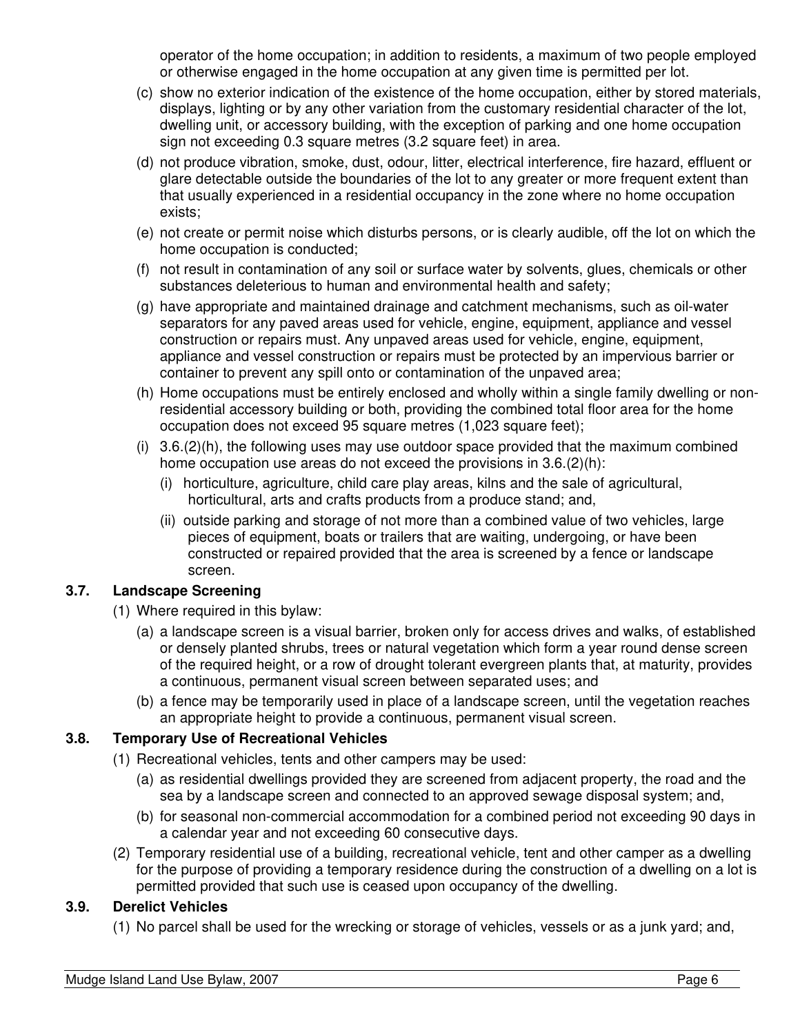operator of the home occupation; in addition to residents, a maximum of two people employed or otherwise engaged in the home occupation at any given time is permitted per lot.

(c) show no exterior indication of the existence of the home occupation, either by stored materials, displays, lighting or by any other variation from the customary residential character of the lot, dwelling unit, or accessory building, with the exception of parking and one home occupation sign not exceeding 0.3 square metres (3.2 square feet) in area.

(d) not produce vibration, smoke, dust, odour, litter, electrical interference, fire hazard, effluent or glare detectable outside the boundaries of the lot to any greater or more frequent extent than that usually experienced in a residential occupancy in the zone where no home occupation exists;

(e) not create or permit noise which disturbs persons, or is clearly audible, off the lot on which the home occupation is conducted;

(f) not result in contamination of any soil or surface water by solvents, glues, chemicals or other substances deleterious to human and environmental health and safety;

(g) have appropriate and maintained drainage and catchment mechanisms, such as oil-water separators for any paved areas used for vehicle, engine, equipment, appliance and vessel construction or repairs must. Any unpaved areas used for vehicle, engine, equipment, appliance and vessel construction or repairs must be protected by an impervious barrier or container to prevent any spill onto or contamination of the unpaved area;

(h) Home occupations must be entirely enclosed and wholly within a single family dwelling or non-residential accessory building or both, providing the combined total floor area for the home occupation does not exceed 95 square metres (1,023 square feet);

(i) 3.6.(2)(h), the following uses may use outdoor space provided that the maximum combined home occupation use areas do not exceed the provisions in 3.6.(2)(h):

   (i) horticulture, agriculture, child care play areas, kilns and the sale of agricultural, horticultural, arts and crafts products from a produce stand; and,

   (ii) outside parking and storage of not more than a combined value of two vehicles, large pieces of equipment, boats or trailers that are waiting, undergoing, or have been constructed or repaired provided that the area is screened by a fence or landscape screen.

### 3.7. Landscape Screening

(1) Where required in this bylaw:

   (a) a landscape screen is a visual barrier, broken only for access drives and walks, of established or densely planted shrubs, trees or natural vegetation which form a year round dense screen of the required height, or a row of drought tolerant evergreen plants that, at maturity, provides a continuous, permanent visual screen between separated uses; and

   (b) a fence may be temporarily used in place of a landscape screen, until the vegetation reaches an appropriate height to provide a continuous, permanent visual screen.

### 3.8. Temporary Use of Recreational Vehicles

(1) Recreational vehicles, tents and other campers may be used:

   (a) as residential dwellings provided they are screened from adjacent property, the road and the sea by a landscape screen and connected to an approved sewage disposal system; and,

   (b) for seasonal non-commercial accommodation for a combined period not exceeding 90 days in a calendar year and not exceeding 60 consecutive days.

(2) Temporary residential use of a building, recreational vehicle, tent and other camper as a dwelling for the purpose of providing a temporary residence during the construction of a dwelling on a lot is permitted provided that such use is ceased upon occupancy of the dwelling.

### 3.9. Derelict Vehicles

(1) No parcel shall be used for the wrecking or storage of vehicles, vessels or as a junk yard; and,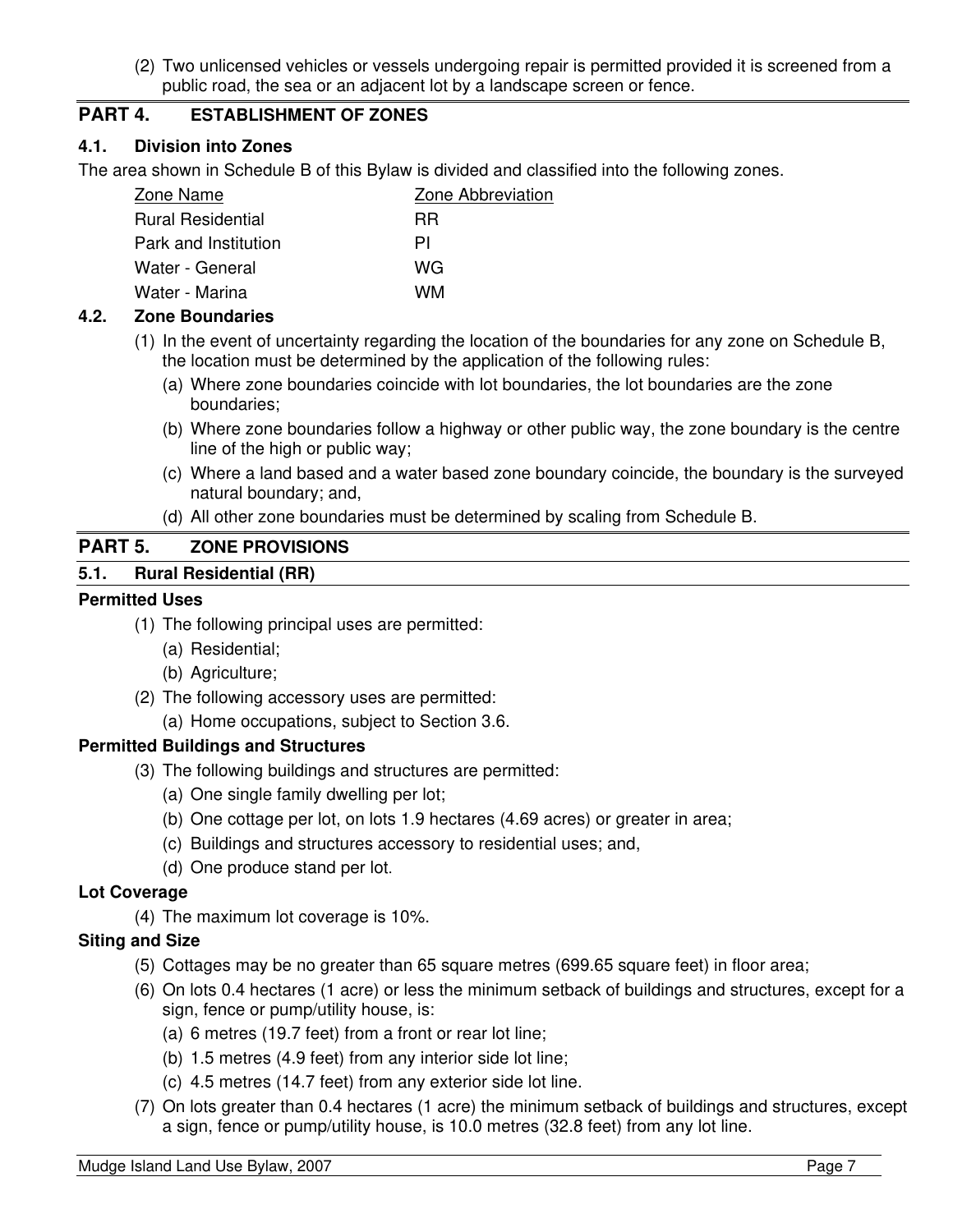(2) Two unlicensed vehicles or vessels undergoing repair is permitted provided it is screened from a public road, the sea or an adjacent lot by a landscape screen or fence.

## PART 4. ESTABLISHMENT OF ZONES

### 4.1. Division into Zones

The area shown in Schedule B of this Bylaw is divided and classified into the following zones.

| Zone Name | Zone Abbreviation |
|---|---|
| Rural Residential | RR |
| Park and Institution | PI |
| Water - General | WG |
| Water - Marina | WM |

### 4.2. Zone Boundaries

(1) In the event of uncertainty regarding the location of the boundaries for any zone on Schedule B, the location must be determined by the application of the following rules:

(a) Where zone boundaries coincide with lot boundaries, the lot boundaries are the zone boundaries;

(b) Where zone boundaries follow a highway or other public way, the zone boundary is the centre line of the high or public way;

(c) Where a land based and a water based zone boundary coincide, the boundary is the surveyed natural boundary; and,

(d) All other zone boundaries must be determined by scaling from Schedule B.

## PART 5. ZONE PROVISIONS

### 5.1. Rural Residential (RR)

**Permitted Uses**

(1) The following principal uses are permitted:

(a) Residential;

(b) Agriculture;

(2) The following accessory uses are permitted:

(a) Home occupations, subject to Section 3.6.

**Permitted Buildings and Structures**

(3) The following buildings and structures are permitted:

(a) One single family dwelling per lot;

(b) One cottage per lot, on lots 1.9 hectares (4.69 acres) or greater in area;

(c) Buildings and structures accessory to residential uses; and,

(d) One produce stand per lot.

**Lot Coverage**

(4) The maximum lot coverage is 10%.

**Siting and Size**

(5) Cottages may be no greater than 65 square metres (699.65 square feet) in floor area;

(6) On lots 0.4 hectares (1 acre) or less the minimum setback of buildings and structures, except for a sign, fence or pump/utility house, is:

(a) 6 metres (19.7 feet) from a front or rear lot line;

(b) 1.5 metres (4.9 feet) from any interior side lot line;

(c) 4.5 metres (14.7 feet) from any exterior side lot line.

(7) On lots greater than 0.4 hectares (1 acre) the minimum setback of buildings and structures, except a sign, fence or pump/utility house, is 10.0 metres (32.8 feet) from any lot line.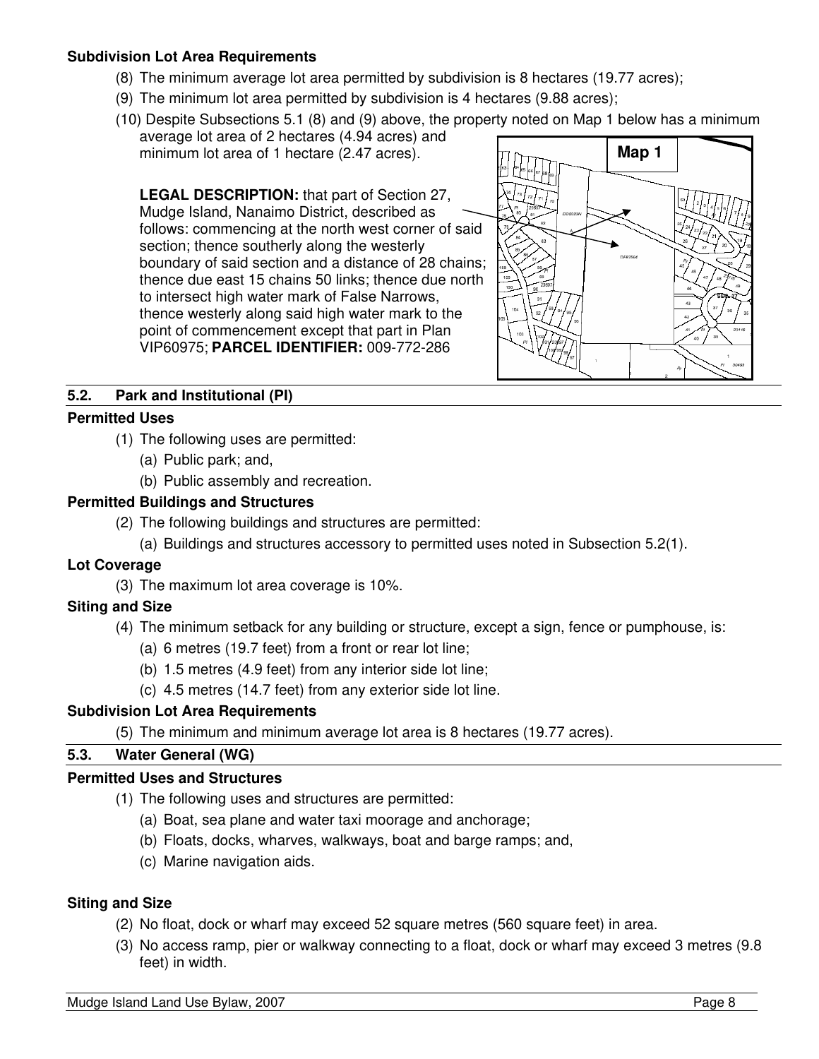**Subdivision Lot Area Requirements**

(8) The minimum average lot area permitted by subdivision is 8 hectares (19.77 acres);

(9) The minimum lot area permitted by subdivision is 4 hectares (9.88 acres);

(10) Despite Subsections 5.1 (8) and (9) above, the property noted on Map 1 below has a minimum average lot area of 2 hectares (4.94 acres) and minimum lot area of 1 hectare (2.47 acres).

**LEGAL DESCRIPTION:** that part of Section 27, Mudge Island, Nanaimo District, described as follows: commencing at the north west corner of said section; thence southerly along the westerly boundary of said section and a distance of 28 chains; thence due east 15 chains 50 links; thence due north to intersect high water mark of False Narrows, thence westerly along said high water mark to the point of commencement except that part in Plan VIP60975; **PARCEL IDENTIFIER:** 009-772-286

**Map 1**

## 5.2. Park and Institutional (PI)

**Permitted Uses**

(1) The following uses are permitted:

(a) Public park; and,

(b) Public assembly and recreation.

**Permitted Buildings and Structures**

(2) The following buildings and structures are permitted:

(a) Buildings and structures accessory to permitted uses noted in Subsection 5.2(1).

**Lot Coverage**

(3) The maximum lot area coverage is 10%.

**Siting and Size**

(4) The minimum setback for any building or structure, except a sign, fence or pumphouse, is:

(a) 6 metres (19.7 feet) from a front or rear lot line;

(b) 1.5 metres (4.9 feet) from any interior side lot line;

(c) 4.5 metres (14.7 feet) from any exterior side lot line.

**Subdivision Lot Area Requirements**

(5) The minimum and minimum average lot area is 8 hectares (19.77 acres).

## 5.3. Water General (WG)

**Permitted Uses and Structures**

(1) The following uses and structures are permitted:

(a) Boat, sea plane and water taxi moorage and anchorage;

(b) Floats, docks, wharves, walkways, boat and barge ramps; and,

(c) Marine navigation aids.

**Siting and Size**

(2) No float, dock or wharf may exceed 52 square metres (560 square feet) in area.

(3) No access ramp, pier or walkway connecting to a float, dock or wharf may exceed 3 metres (9.8 feet) in width.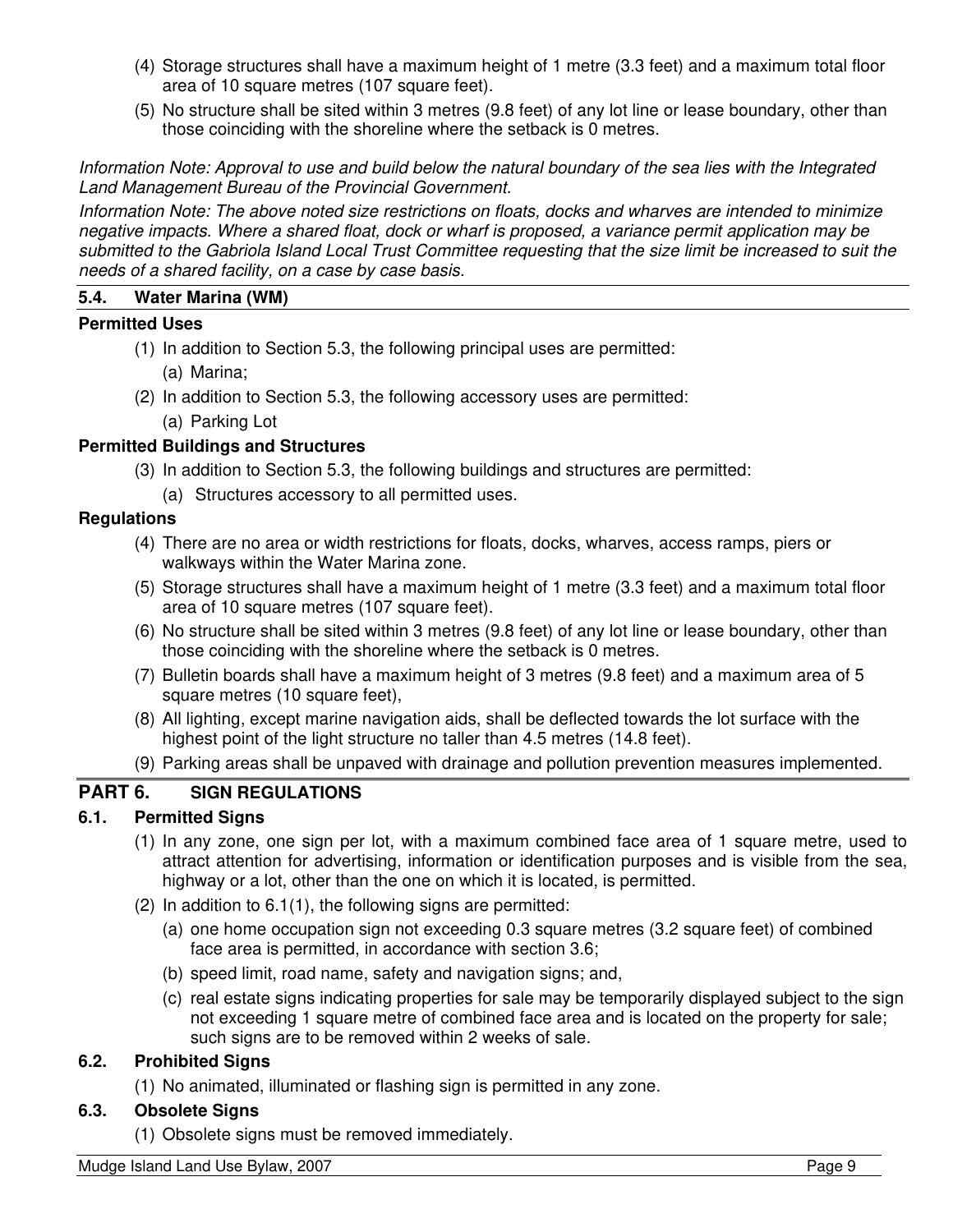(4) Storage structures shall have a maximum height of 1 metre (3.3 feet) and a maximum total floor area of 10 square metres (107 square feet).

(5) No structure shall be sited within 3 metres (9.8 feet) of any lot line or lease boundary, other than those coinciding with the shoreline where the setback is 0 metres.

*Information Note: Approval to use and build below the natural boundary of the sea lies with the Integrated Land Management Bureau of the Provincial Government.*

*Information Note: The above noted size restrictions on floats, docks and wharves are intended to minimize negative impacts. Where a shared float, dock or wharf is proposed, a variance permit application may be submitted to the Gabriola Island Local Trust Committee requesting that the size limit be increased to suit the needs of a shared facility, on a case by case basis.*

### 5.4. Water Marina (WM)

**Permitted Uses**

(1) In addition to Section 5.3, the following principal uses are permitted:

  (a) Marina;

(2) In addition to Section 5.3, the following accessory uses are permitted:

  (a) Parking Lot

**Permitted Buildings and Structures**

(3) In addition to Section 5.3, the following buildings and structures are permitted:

  (a) Structures accessory to all permitted uses.

**Regulations**

(4) There are no area or width restrictions for floats, docks, wharves, access ramps, piers or walkways within the Water Marina zone.

(5) Storage structures shall have a maximum height of 1 metre (3.3 feet) and a maximum total floor area of 10 square metres (107 square feet).

(6) No structure shall be sited within 3 metres (9.8 feet) of any lot line or lease boundary, other than those coinciding with the shoreline where the setback is 0 metres.

(7) Bulletin boards shall have a maximum height of 3 metres (9.8 feet) and a maximum area of 5 square metres (10 square feet),

(8) All lighting, except marine navigation aids, shall be deflected towards the lot surface with the highest point of the light structure no taller than 4.5 metres (14.8 feet).

(9) Parking areas shall be unpaved with drainage and pollution prevention measures implemented.

## PART 6. SIGN REGULATIONS

### 6.1. Permitted Signs

(1) In any zone, one sign per lot, with a maximum combined face area of 1 square metre, used to attract attention for advertising, information or identification purposes and is visible from the sea, highway or a lot, other than the one on which it is located, is permitted.

(2) In addition to 6.1(1), the following signs are permitted:

  (a) one home occupation sign not exceeding 0.3 square metres (3.2 square feet) of combined face area is permitted, in accordance with section 3.6;

  (b) speed limit, road name, safety and navigation signs; and,

  (c) real estate signs indicating properties for sale may be temporarily displayed subject to the sign not exceeding 1 square metre of combined face area and is located on the property for sale; such signs are to be removed within 2 weeks of sale.

### 6.2. Prohibited Signs

(1) No animated, illuminated or flashing sign is permitted in any zone.

### 6.3. Obsolete Signs

(1) Obsolete signs must be removed immediately.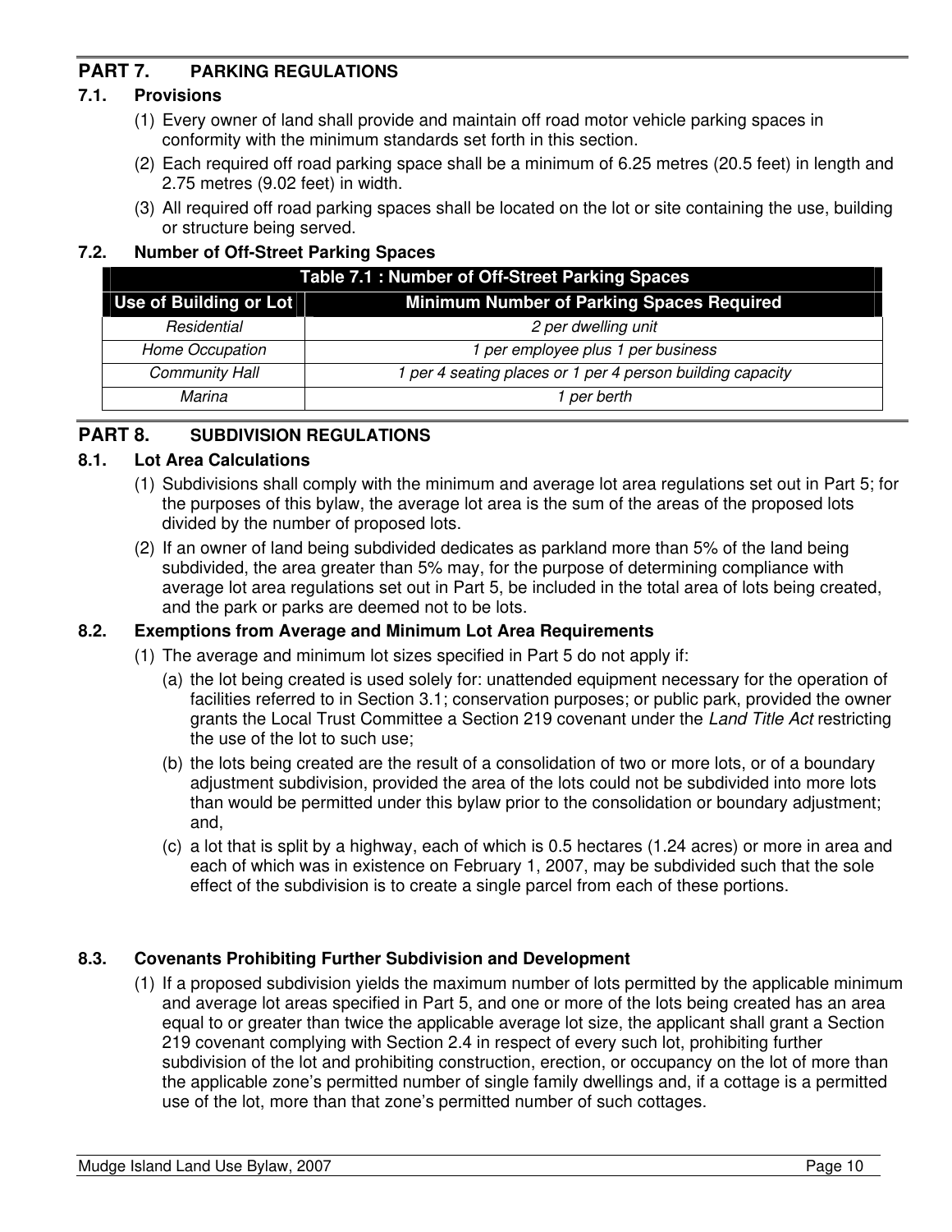## PART 7. PARKING REGULATIONS

### 7.1. Provisions

(1) Every owner of land shall provide and maintain off road motor vehicle parking spaces in conformity with the minimum standards set forth in this section.

(2) Each required off road parking space shall be a minimum of 6.25 metres (20.5 feet) in length and 2.75 metres (9.02 feet) in width.

(3) All required off road parking spaces shall be located on the lot or site containing the use, building or structure being served.

### 7.2. Number of Off-Street Parking Spaces

**Table 7.1 : Number of Off-Street Parking Spaces**

| Use of Building or Lot | Minimum Number of Parking Spaces Required |
|---|---|
| *Residential* | *2 per dwelling unit* |
| *Home Occupation* | *1 per employee plus 1 per business* |
| *Community Hall* | *1 per 4 seating places or 1 per 4 person building capacity* |
| *Marina* | *1 per berth* |

## PART 8. SUBDIVISION REGULATIONS

### 8.1. Lot Area Calculations

(1) Subdivisions shall comply with the minimum and average lot area regulations set out in Part 5; for the purposes of this bylaw, the average lot area is the sum of the areas of the proposed lots divided by the number of proposed lots.

(2) If an owner of land being subdivided dedicates as parkland more than 5% of the land being subdivided, the area greater than 5% may, for the purpose of determining compliance with average lot area regulations set out in Part 5, be included in the total area of lots being created, and the park or parks are deemed not to be lots.

### 8.2. Exemptions from Average and Minimum Lot Area Requirements

(1) The average and minimum lot sizes specified in Part 5 do not apply if:

(a) the lot being created is used solely for: unattended equipment necessary for the operation of facilities referred to in Section 3.1; conservation purposes; or public park, provided the owner grants the Local Trust Committee a Section 219 covenant under the *Land Title Act* restricting the use of the lot to such use;

(b) the lots being created are the result of a consolidation of two or more lots, or of a boundary adjustment subdivision, provided the area of the lots could not be subdivided into more lots than would be permitted under this bylaw prior to the consolidation or boundary adjustment; and,

(c) a lot that is split by a highway, each of which is 0.5 hectares (1.24 acres) or more in area and each of which was in existence on February 1, 2007, may be subdivided such that the sole effect of the subdivision is to create a single parcel from each of these portions.

### 8.3. Covenants Prohibiting Further Subdivision and Development

(1) If a proposed subdivision yields the maximum number of lots permitted by the applicable minimum and average lot areas specified in Part 5, and one or more of the lots being created has an area equal to or greater than twice the applicable average lot size, the applicant shall grant a Section 219 covenant complying with Section 2.4 in respect of every such lot, prohibiting further subdivision of the lot and prohibiting construction, erection, or occupancy on the lot of more than the applicable zone's permitted number of single family dwellings and, if a cottage is a permitted use of the lot, more than that zone's permitted number of such cottages.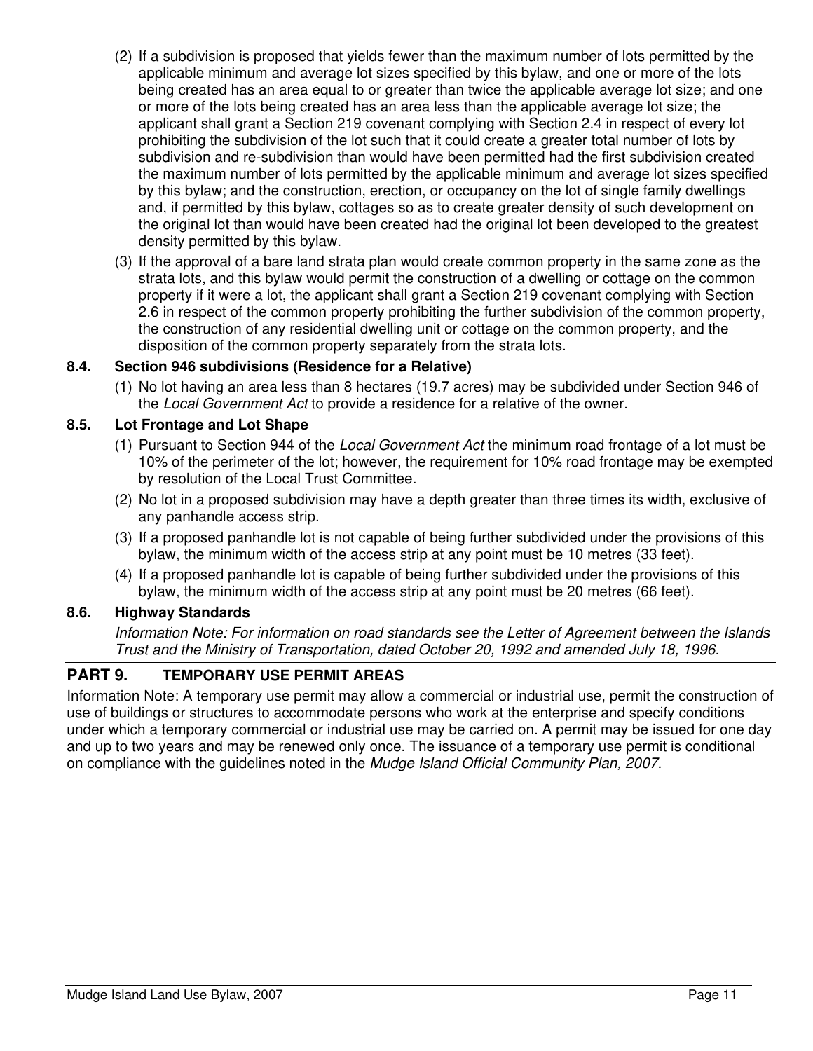(2) If a subdivision is proposed that yields fewer than the maximum number of lots permitted by the applicable minimum and average lot sizes specified by this bylaw, and one or more of the lots being created has an area equal to or greater than twice the applicable average lot size; and one or more of the lots being created has an area less than the applicable average lot size; the applicant shall grant a Section 219 covenant complying with Section 2.4 in respect of every lot prohibiting the subdivision of the lot such that it could create a greater total number of lots by subdivision and re-subdivision than would have been permitted had the first subdivision created the maximum number of lots permitted by the applicable minimum and average lot sizes specified by this bylaw; and the construction, erection, or occupancy on the lot of single family dwellings and, if permitted by this bylaw, cottages so as to create greater density of such development on the original lot than would have been created had the original lot been developed to the greatest density permitted by this bylaw.

(3) If the approval of a bare land strata plan would create common property in the same zone as the strata lots, and this bylaw would permit the construction of a dwelling or cottage on the common property if it were a lot, the applicant shall grant a Section 219 covenant complying with Section 2.6 in respect of the common property prohibiting the further subdivision of the common property, the construction of any residential dwelling unit or cottage on the common property, and the disposition of the common property separately from the strata lots.

### 8.4. Section 946 subdivisions (Residence for a Relative)

(1) No lot having an area less than 8 hectares (19.7 acres) may be subdivided under Section 946 of the *Local Government Act* to provide a residence for a relative of the owner.

### 8.5. Lot Frontage and Lot Shape

(1) Pursuant to Section 944 of the *Local Government Act* the minimum road frontage of a lot must be 10% of the perimeter of the lot; however, the requirement for 10% road frontage may be exempted by resolution of the Local Trust Committee.

(2) No lot in a proposed subdivision may have a depth greater than three times its width, exclusive of any panhandle access strip.

(3) If a proposed panhandle lot is not capable of being further subdivided under the provisions of this bylaw, the minimum width of the access strip at any point must be 10 metres (33 feet).

(4) If a proposed panhandle lot is capable of being further subdivided under the provisions of this bylaw, the minimum width of the access strip at any point must be 20 metres (66 feet).

### 8.6. Highway Standards

*Information Note: For information on road standards see the Letter of Agreement between the Islands Trust and the Ministry of Transportation, dated October 20, 1992 and amended July 18, 1996.*

## PART 9. TEMPORARY USE PERMIT AREAS

Information Note: A temporary use permit may allow a commercial or industrial use, permit the construction of use of buildings or structures to accommodate persons who work at the enterprise and specify conditions under which a temporary commercial or industrial use may be carried on. A permit may be issued for one day and up to two years and may be renewed only once. The issuance of a temporary use permit is conditional on compliance with the guidelines noted in the *Mudge Island Official Community Plan, 2007*.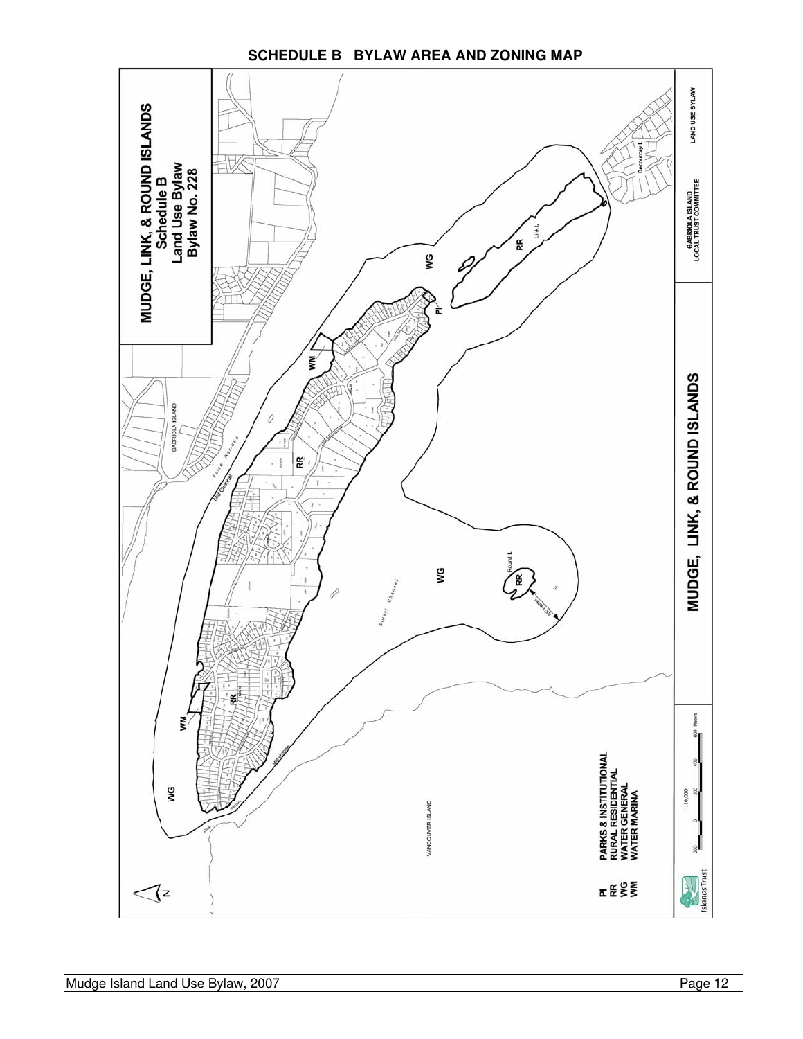## SCHEDULE B BYLAW AREA AND ZONING MAP

MUDGE, LINK, & ROUND ISLANDS
Schedule B
Land Use Bylaw
Bylaw No. 228

PI PARKS & INSTITUTIONAL
RR RURAL RESIDENTIAL
WG WATER GENERAL
WM WATER MARINA

1:10,000

200 0 200 400 600 Meters

MUDGE, LINK, & ROUND ISLANDS

GABRIOLA ISLAND LOCAL TRUST COMMITTEE

LAND USE BYLAW